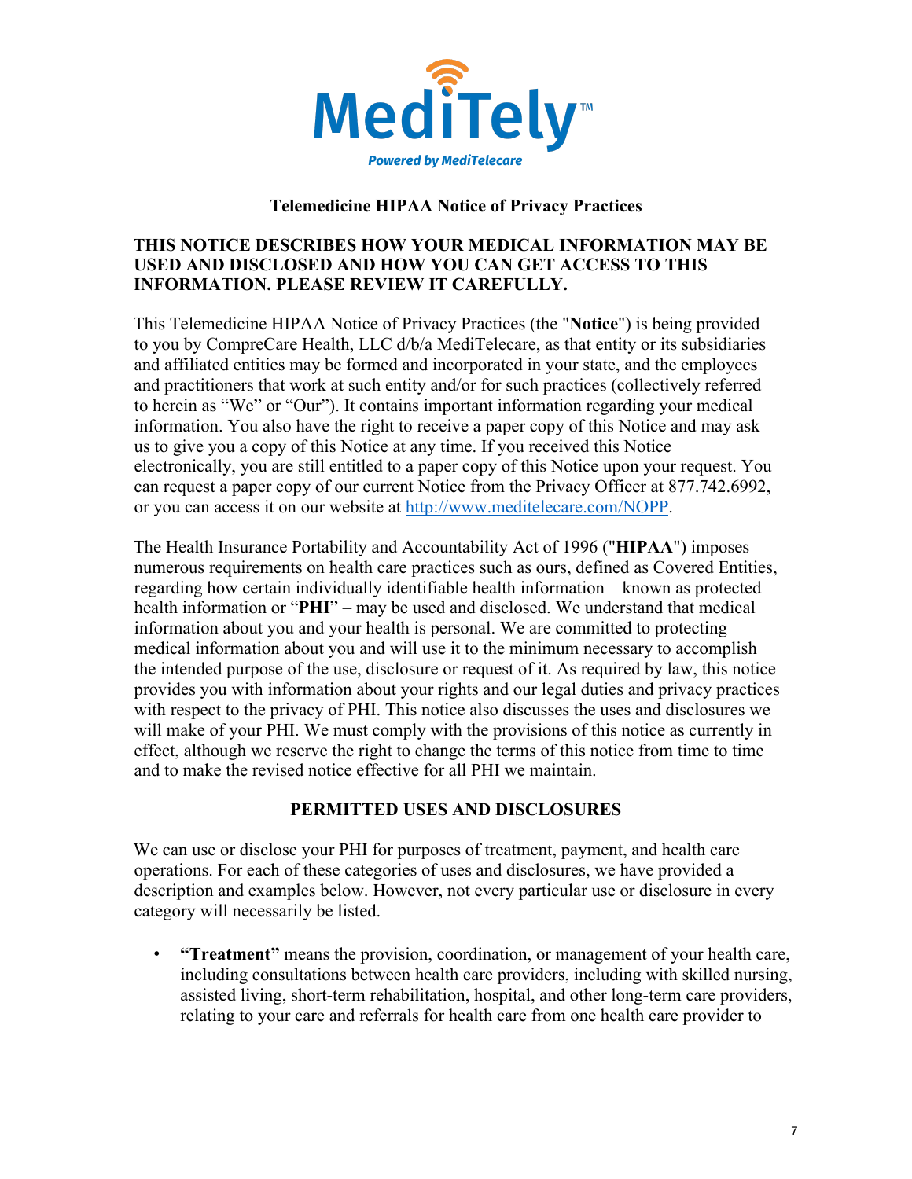MediTely™

*Powered by MediTelecare*

# Telemedicine HIPAA Notice of Privacy Practices

**THIS NOTICE DESCRIBES HOW YOUR MEDICAL INFORMATION MAY BE USED AND DISCLOSED AND HOW YOU CAN GET ACCESS TO THIS INFORMATION. PLEASE REVIEW IT CAREFULLY.**

This Telemedicine HIPAA Notice of Privacy Practices (the "**Notice**") is being provided to you by CompreCare Health, LLC d/b/a MediTelecare, as that entity or its subsidiaries and affiliated entities may be formed and incorporated in your state, and the employees and practitioners that work at such entity and/or for such practices (collectively referred to herein as "We" or "Our"). It contains important information regarding your medical information. You also have the right to receive a paper copy of this Notice and may ask us to give you a copy of this Notice at any time. If you received this Notice electronically, you are still entitled to a paper copy of this Notice upon your request. You can request a paper copy of our current Notice from the Privacy Officer at 877.742.6992, or you can access it on our website at [http://www.meditelecare.com/NOPP](http://www.meditelecare.com/NOPP).

The Health Insurance Portability and Accountability Act of 1996 ("**HIPAA**") imposes numerous requirements on health care practices such as ours, defined as Covered Entities, regarding how certain individually identifiable health information – known as protected health information or "**PHI**" – may be used and disclosed. We understand that medical information about you and your health is personal. We are committed to protecting medical information about you and will use it to the minimum necessary to accomplish the intended purpose of the use, disclosure or request of it. As required by law, this notice provides you with information about your rights and our legal duties and privacy practices with respect to the privacy of PHI. This notice also discusses the uses and disclosures we will make of your PHI. We must comply with the provisions of this notice as currently in effect, although we reserve the right to change the terms of this notice from time to time and to make the revised notice effective for all PHI we maintain.

## PERMITTED USES AND DISCLOSURES

We can use or disclose your PHI for purposes of treatment, payment, and health care operations. For each of these categories of uses and disclosures, we have provided a description and examples below. However, not every particular use or disclosure in every category will necessarily be listed.

- **"Treatment"** means the provision, coordination, or management of your health care, including consultations between health care providers, including with skilled nursing, assisted living, short-term rehabilitation, hospital, and other long-term care providers, relating to your care and referrals for health care from one health care provider to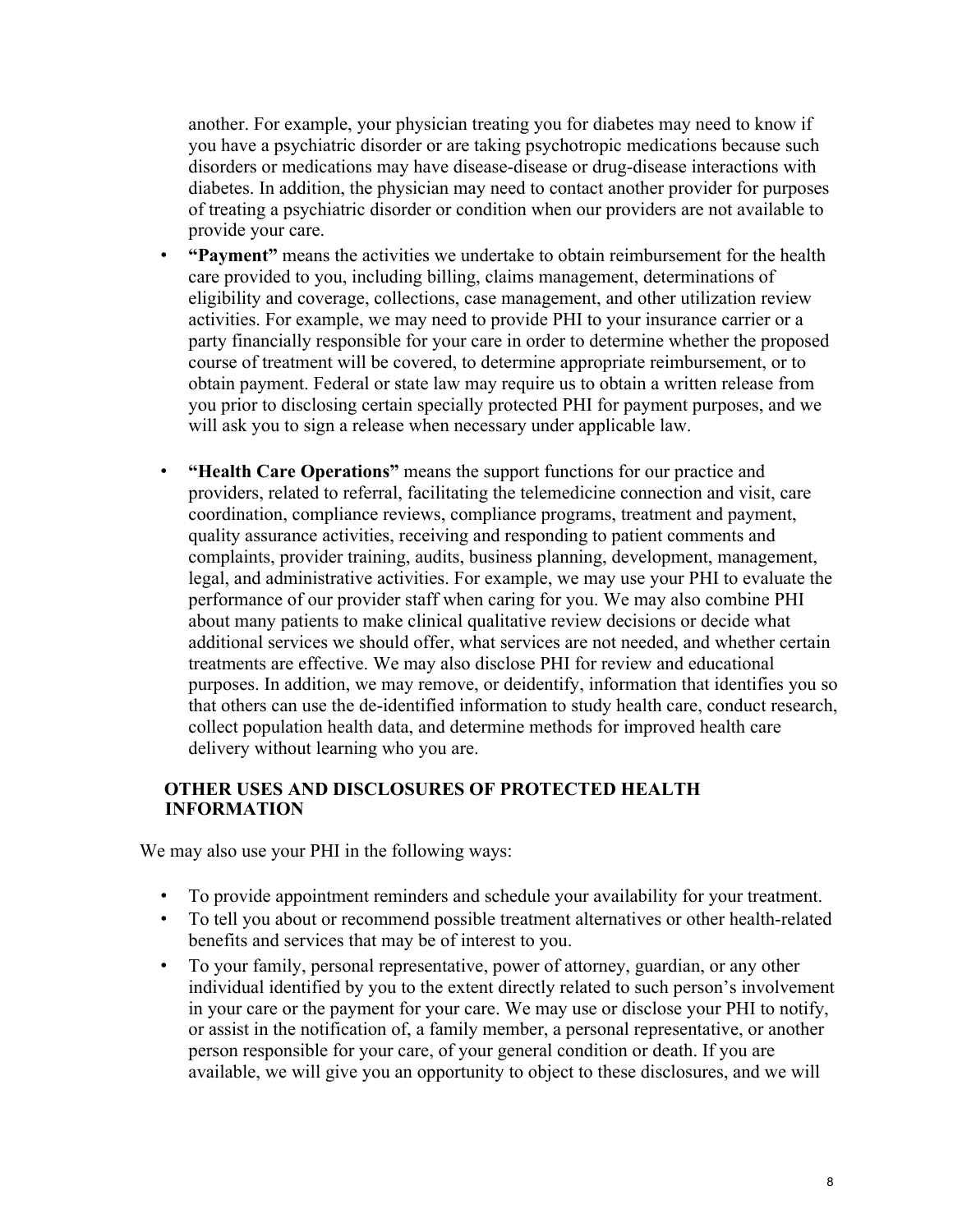another. For example, your physician treating you for diabetes may need to know if you have a psychiatric disorder or are taking psychotropic medications because such disorders or medications may have disease-disease or drug-disease interactions with diabetes. In addition, the physician may need to contact another provider for purposes of treating a psychiatric disorder or condition when our providers are not available to provide your care.

- **"Payment"** means the activities we undertake to obtain reimbursement for the health care provided to you, including billing, claims management, determinations of eligibility and coverage, collections, case management, and other utilization review activities. For example, we may need to provide PHI to your insurance carrier or a party financially responsible for your care in order to determine whether the proposed course of treatment will be covered, to determine appropriate reimbursement, or to obtain payment. Federal or state law may require us to obtain a written release from you prior to disclosing certain specially protected PHI for payment purposes, and we will ask you to sign a release when necessary under applicable law.

- **"Health Care Operations"** means the support functions for our practice and providers, related to referral, facilitating the telemedicine connection and visit, care coordination, compliance reviews, compliance programs, treatment and payment, quality assurance activities, receiving and responding to patient comments and complaints, provider training, audits, business planning, development, management, legal, and administrative activities. For example, we may use your PHI to evaluate the performance of our provider staff when caring for you. We may also combine PHI about many patients to make clinical qualitative review decisions or decide what additional services we should offer, what services are not needed, and whether certain treatments are effective. We may also disclose PHI for review and educational purposes. In addition, we may remove, or deidentify, information that identifies you so that others can use the de-identified information to study health care, conduct research, collect population health data, and determine methods for improved health care delivery without learning who you are.

## OTHER USES AND DISCLOSURES OF PROTECTED HEALTH INFORMATION

We may also use your PHI in the following ways:

- To provide appointment reminders and schedule your availability for your treatment.
- To tell you about or recommend possible treatment alternatives or other health-related benefits and services that may be of interest to you.
- To your family, personal representative, power of attorney, guardian, or any other individual identified by you to the extent directly related to such person's involvement in your care or the payment for your care. We may use or disclose your PHI to notify, or assist in the notification of, a family member, a personal representative, or another person responsible for your care, of your general condition or death. If you are available, we will give you an opportunity to object to these disclosures, and we will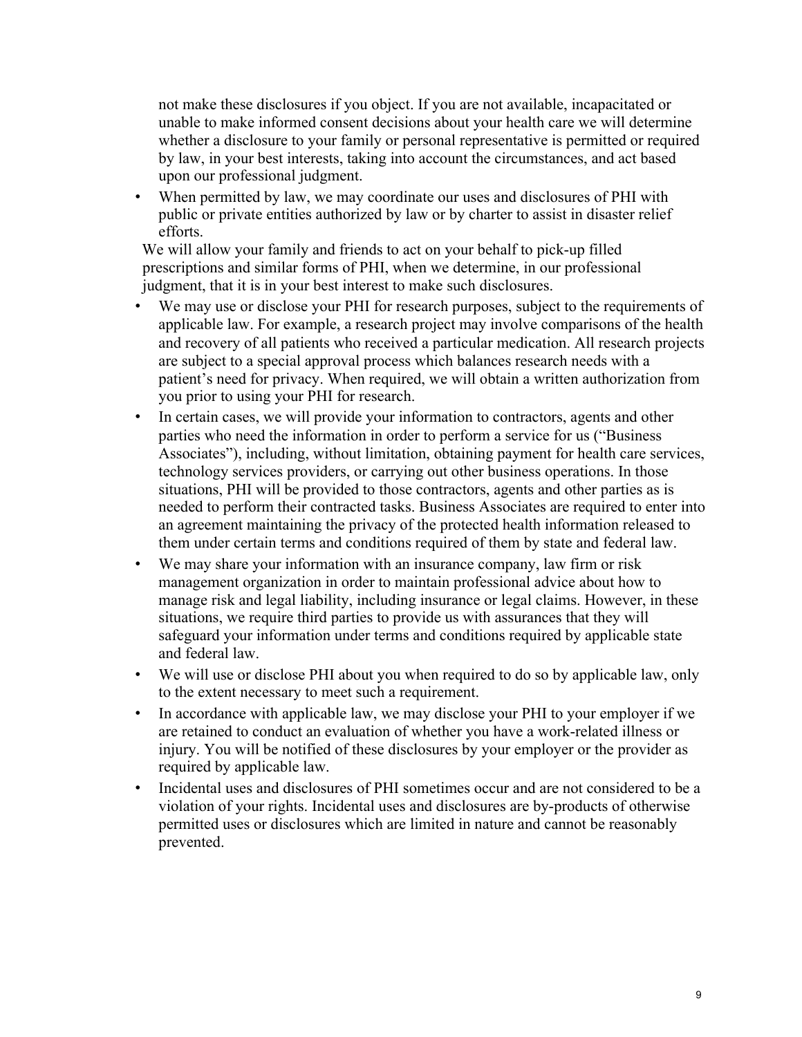not make these disclosures if you object. If you are not available, incapacitated or unable to make informed consent decisions about your health care we will determine whether a disclosure to your family or personal representative is permitted or required by law, in your best interests, taking into account the circumstances, and act based upon our professional judgment.

- When permitted by law, we may coordinate our uses and disclosures of PHI with public or private entities authorized by law or by charter to assist in disaster relief efforts.

We will allow your family and friends to act on your behalf to pick-up filled prescriptions and similar forms of PHI, when we determine, in our professional judgment, that it is in your best interest to make such disclosures.

- We may use or disclose your PHI for research purposes, subject to the requirements of applicable law. For example, a research project may involve comparisons of the health and recovery of all patients who received a particular medication. All research projects are subject to a special approval process which balances research needs with a patient's need for privacy. When required, we will obtain a written authorization from you prior to using your PHI for research.
- In certain cases, we will provide your information to contractors, agents and other parties who need the information in order to perform a service for us ("Business Associates"), including, without limitation, obtaining payment for health care services, technology services providers, or carrying out other business operations. In those situations, PHI will be provided to those contractors, agents and other parties as is needed to perform their contracted tasks. Business Associates are required to enter into an agreement maintaining the privacy of the protected health information released to them under certain terms and conditions required of them by state and federal law.
- We may share your information with an insurance company, law firm or risk management organization in order to maintain professional advice about how to manage risk and legal liability, including insurance or legal claims. However, in these situations, we require third parties to provide us with assurances that they will safeguard your information under terms and conditions required by applicable state and federal law.
- We will use or disclose PHI about you when required to do so by applicable law, only to the extent necessary to meet such a requirement.
- In accordance with applicable law, we may disclose your PHI to your employer if we are retained to conduct an evaluation of whether you have a work-related illness or injury. You will be notified of these disclosures by your employer or the provider as required by applicable law.
- Incidental uses and disclosures of PHI sometimes occur and are not considered to be a violation of your rights. Incidental uses and disclosures are by-products of otherwise permitted uses or disclosures which are limited in nature and cannot be reasonably prevented.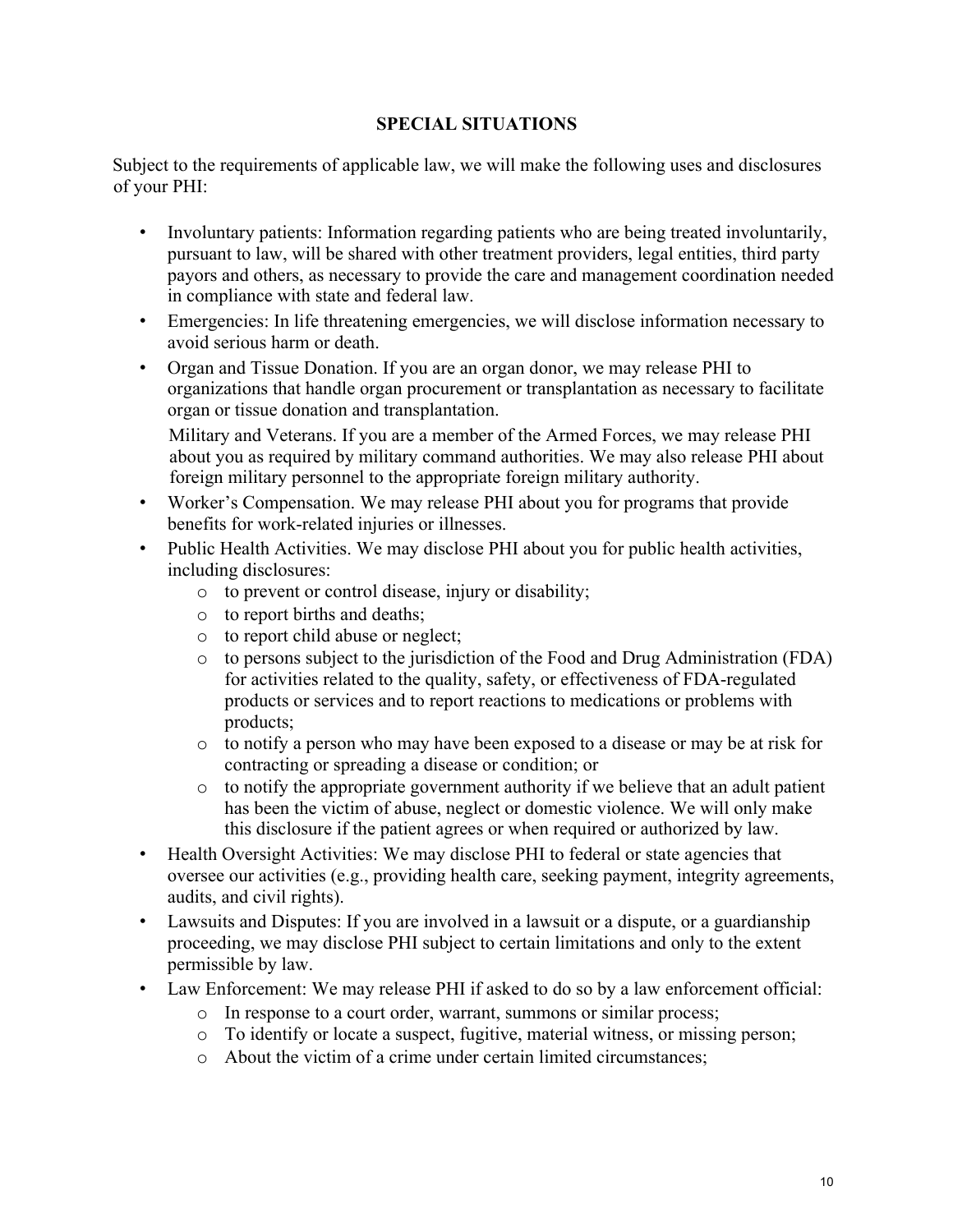## SPECIAL SITUATIONS

Subject to the requirements of applicable law, we will make the following uses and disclosures of your PHI:

- Involuntary patients: Information regarding patients who are being treated involuntarily, pursuant to law, will be shared with other treatment providers, legal entities, third party payors and others, as necessary to provide the care and management coordination needed in compliance with state and federal law.
- Emergencies: In life threatening emergencies, we will disclose information necessary to avoid serious harm or death.
- Organ and Tissue Donation. If you are an organ donor, we may release PHI to organizations that handle organ procurement or transplantation as necessary to facilitate organ or tissue donation and transplantation.

  Military and Veterans. If you are a member of the Armed Forces, we may release PHI about you as required by military command authorities. We may also release PHI about foreign military personnel to the appropriate foreign military authority.
- Worker's Compensation. We may release PHI about you for programs that provide benefits for work-related injuries or illnesses.
- Public Health Activities. We may disclose PHI about you for public health activities, including disclosures:
  - to prevent or control disease, injury or disability;
  - to report births and deaths;
  - to report child abuse or neglect;
  - to persons subject to the jurisdiction of the Food and Drug Administration (FDA) for activities related to the quality, safety, or effectiveness of FDA-regulated products or services and to report reactions to medications or problems with products;
  - to notify a person who may have been exposed to a disease or may be at risk for contracting or spreading a disease or condition; or
  - to notify the appropriate government authority if we believe that an adult patient has been the victim of abuse, neglect or domestic violence. We will only make this disclosure if the patient agrees or when required or authorized by law.
- Health Oversight Activities: We may disclose PHI to federal or state agencies that oversee our activities (e.g., providing health care, seeking payment, integrity agreements, audits, and civil rights).
- Lawsuits and Disputes: If you are involved in a lawsuit or a dispute, or a guardianship proceeding, we may disclose PHI subject to certain limitations and only to the extent permissible by law.
- Law Enforcement: We may release PHI if asked to do so by a law enforcement official:
  - In response to a court order, warrant, summons or similar process;
  - To identify or locate a suspect, fugitive, material witness, or missing person;
  - About the victim of a crime under certain limited circumstances;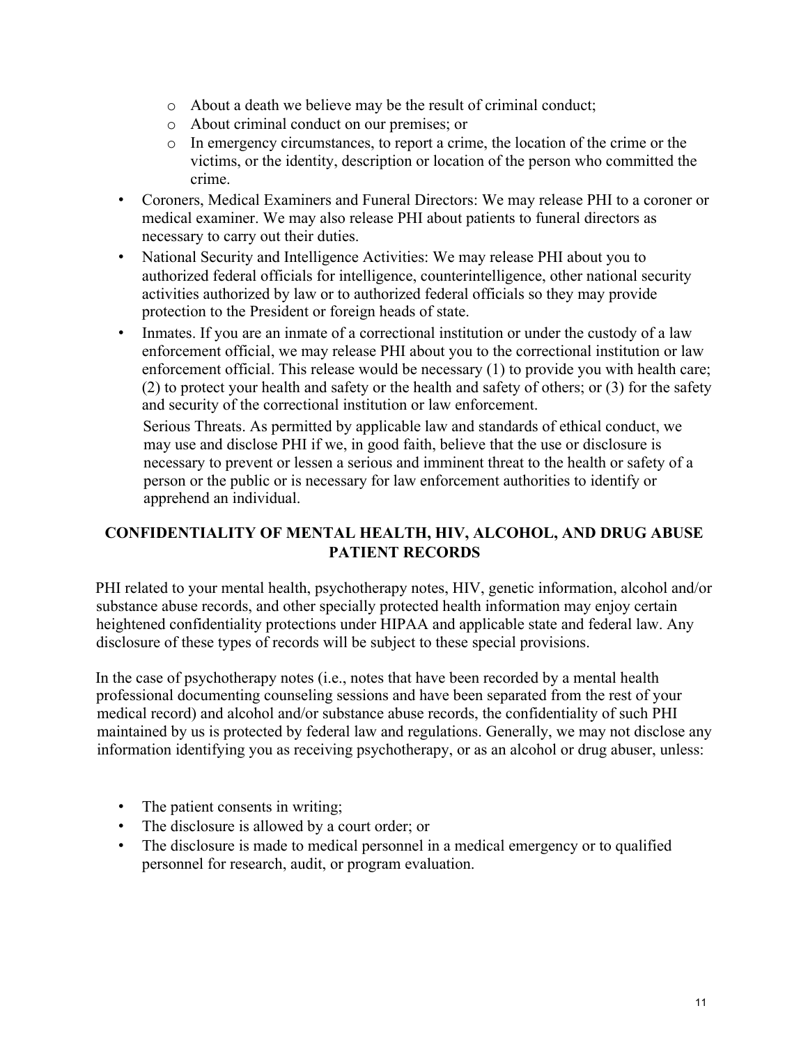- About a death we believe may be the result of criminal conduct;
  - About criminal conduct on our premises; or
  - In emergency circumstances, to report a crime, the location of the crime or the victims, or the identity, description or location of the person who committed the crime.
- Coroners, Medical Examiners and Funeral Directors: We may release PHI to a coroner or medical examiner. We may also release PHI about patients to funeral directors as necessary to carry out their duties.
- National Security and Intelligence Activities: We may release PHI about you to authorized federal officials for intelligence, counterintelligence, other national security activities authorized by law or to authorized federal officials so they may provide protection to the President or foreign heads of state.
- Inmates. If you are an inmate of a correctional institution or under the custody of a law enforcement official, we may release PHI about you to the correctional institution or law enforcement official. This release would be necessary (1) to provide you with health care; (2) to protect your health and safety or the health and safety of others; or (3) for the safety and security of the correctional institution or law enforcement.

  Serious Threats. As permitted by applicable law and standards of ethical conduct, we may use and disclose PHI if we, in good faith, believe that the use or disclosure is necessary to prevent or lessen a serious and imminent threat to the health or safety of a person or the public or is necessary for law enforcement authorities to identify or apprehend an individual.

## CONFIDENTIALITY OF MENTAL HEALTH, HIV, ALCOHOL, AND DRUG ABUSE PATIENT RECORDS

PHI related to your mental health, psychotherapy notes, HIV, genetic information, alcohol and/or substance abuse records, and other specially protected health information may enjoy certain heightened confidentiality protections under HIPAA and applicable state and federal law. Any disclosure of these types of records will be subject to these special provisions.

In the case of psychotherapy notes (i.e., notes that have been recorded by a mental health professional documenting counseling sessions and have been separated from the rest of your medical record) and alcohol and/or substance abuse records, the confidentiality of such PHI maintained by us is protected by federal law and regulations. Generally, we may not disclose any information identifying you as receiving psychotherapy, or as an alcohol or drug abuser, unless:

- The patient consents in writing;
- The disclosure is allowed by a court order; or
- The disclosure is made to medical personnel in a medical emergency or to qualified personnel for research, audit, or program evaluation.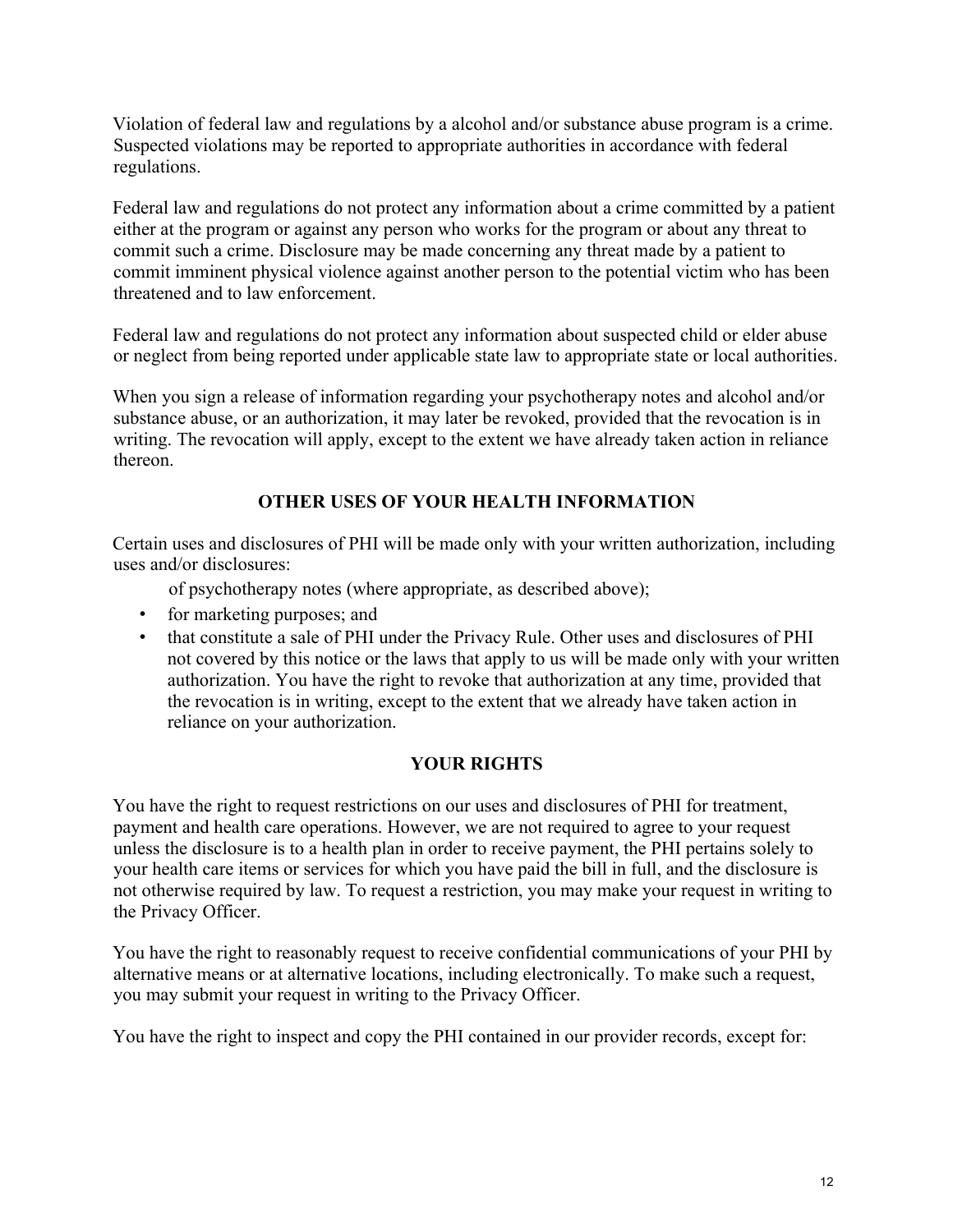Violation of federal law and regulations by a alcohol and/or substance abuse program is a crime. Suspected violations may be reported to appropriate authorities in accordance with federal regulations.

Federal law and regulations do not protect any information about a crime committed by a patient either at the program or against any person who works for the program or about any threat to commit such a crime. Disclosure may be made concerning any threat made by a patient to commit imminent physical violence against another person to the potential victim who has been threatened and to law enforcement.

Federal law and regulations do not protect any information about suspected child or elder abuse or neglect from being reported under applicable state law to appropriate state or local authorities.

When you sign a release of information regarding your psychotherapy notes and alcohol and/or substance abuse, or an authorization, it may later be revoked, provided that the revocation is in writing. The revocation will apply, except to the extent we have already taken action in reliance thereon.

## OTHER USES OF YOUR HEALTH INFORMATION

Certain uses and disclosures of PHI will be made only with your written authorization, including uses and/or disclosures:

of psychotherapy notes (where appropriate, as described above);

- for marketing purposes; and
- that constitute a sale of PHI under the Privacy Rule. Other uses and disclosures of PHI not covered by this notice or the laws that apply to us will be made only with your written authorization. You have the right to revoke that authorization at any time, provided that the revocation is in writing, except to the extent that we already have taken action in reliance on your authorization.

## YOUR RIGHTS

You have the right to request restrictions on our uses and disclosures of PHI for treatment, payment and health care operations. However, we are not required to agree to your request unless the disclosure is to a health plan in order to receive payment, the PHI pertains solely to your health care items or services for which you have paid the bill in full, and the disclosure is not otherwise required by law. To request a restriction, you may make your request in writing to the Privacy Officer.

You have the right to reasonably request to receive confidential communications of your PHI by alternative means or at alternative locations, including electronically. To make such a request, you may submit your request in writing to the Privacy Officer.

You have the right to inspect and copy the PHI contained in our provider records, except for: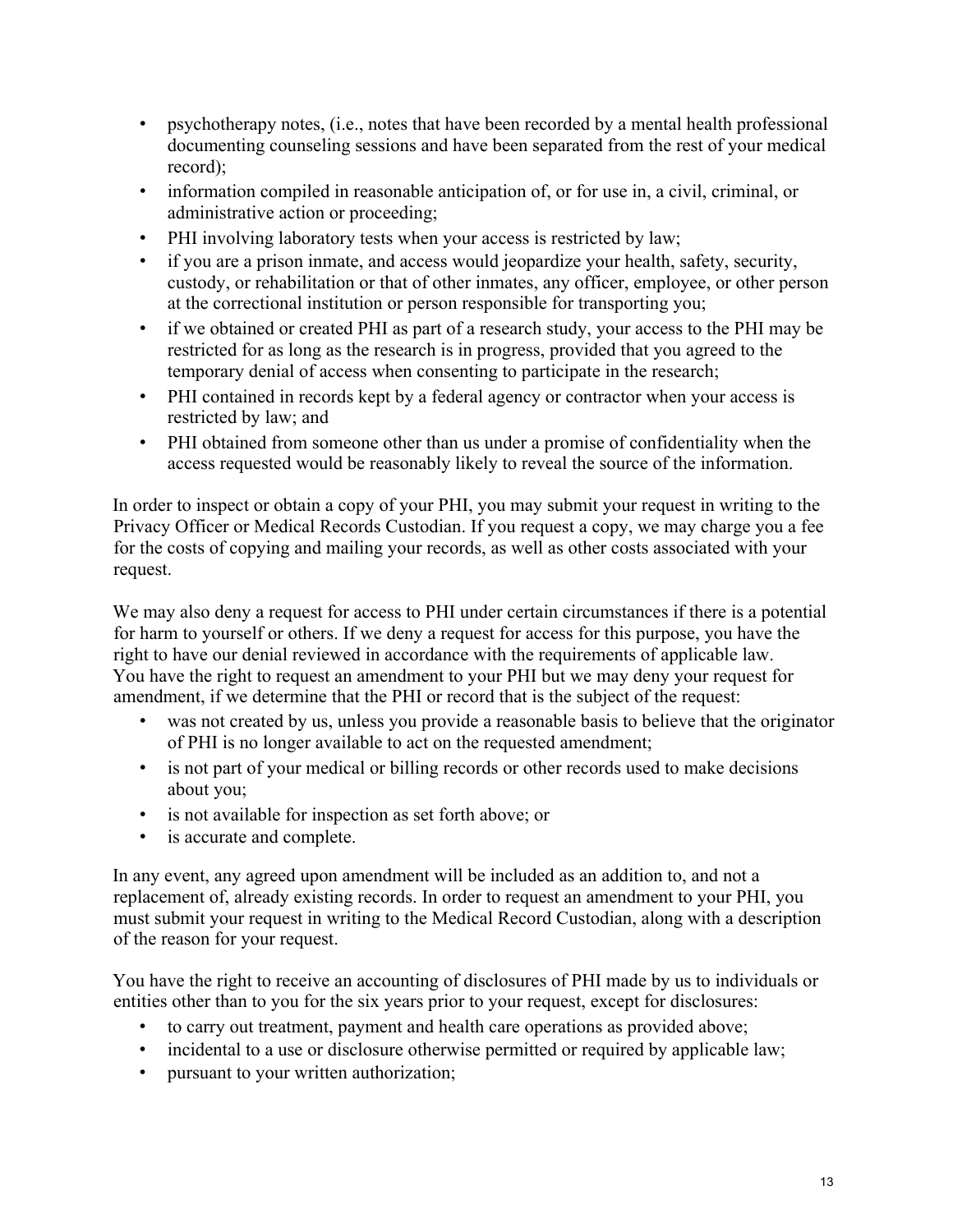- psychotherapy notes, (i.e., notes that have been recorded by a mental health professional documenting counseling sessions and have been separated from the rest of your medical record);
- information compiled in reasonable anticipation of, or for use in, a civil, criminal, or administrative action or proceeding;
- PHI involving laboratory tests when your access is restricted by law;
- if you are a prison inmate, and access would jeopardize your health, safety, security, custody, or rehabilitation or that of other inmates, any officer, employee, or other person at the correctional institution or person responsible for transporting you;
- if we obtained or created PHI as part of a research study, your access to the PHI may be restricted for as long as the research is in progress, provided that you agreed to the temporary denial of access when consenting to participate in the research;
- PHI contained in records kept by a federal agency or contractor when your access is restricted by law; and
- PHI obtained from someone other than us under a promise of confidentiality when the access requested would be reasonably likely to reveal the source of the information.

In order to inspect or obtain a copy of your PHI, you may submit your request in writing to the Privacy Officer or Medical Records Custodian. If you request a copy, we may charge you a fee for the costs of copying and mailing your records, as well as other costs associated with your request.

We may also deny a request for access to PHI under certain circumstances if there is a potential for harm to yourself or others. If we deny a request for access for this purpose, you have the right to have our denial reviewed in accordance with the requirements of applicable law. You have the right to request an amendment to your PHI but we may deny your request for amendment, if we determine that the PHI or record that is the subject of the request:

- was not created by us, unless you provide a reasonable basis to believe that the originator of PHI is no longer available to act on the requested amendment;
- is not part of your medical or billing records or other records used to make decisions about you;
- is not available for inspection as set forth above; or
- is accurate and complete.

In any event, any agreed upon amendment will be included as an addition to, and not a replacement of, already existing records. In order to request an amendment to your PHI, you must submit your request in writing to the Medical Record Custodian, along with a description of the reason for your request.

You have the right to receive an accounting of disclosures of PHI made by us to individuals or entities other than to you for the six years prior to your request, except for disclosures:

- to carry out treatment, payment and health care operations as provided above;
- incidental to a use or disclosure otherwise permitted or required by applicable law;
- pursuant to your written authorization;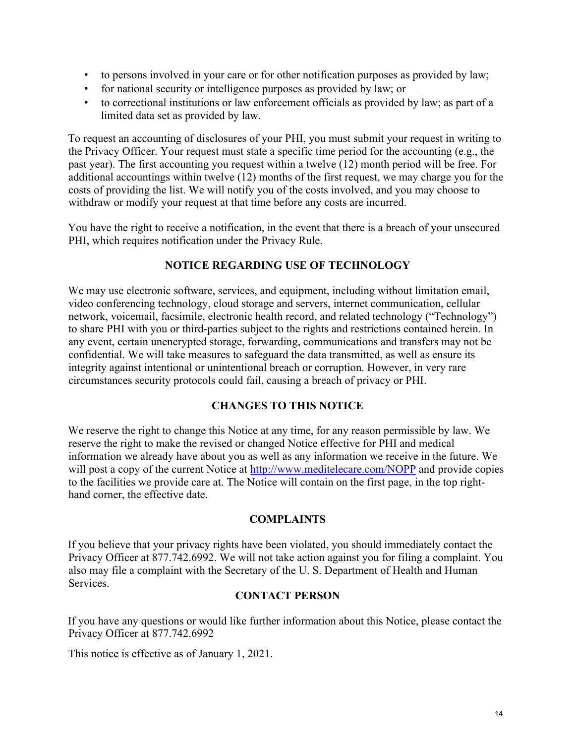- to persons involved in your care or for other notification purposes as provided by law;
- for national security or intelligence purposes as provided by law; or
- to correctional institutions or law enforcement officials as provided by law; as part of a limited data set as provided by law.

To request an accounting of disclosures of your PHI, you must submit your request in writing to the Privacy Officer. Your request must state a specific time period for the accounting (e.g., the past year). The first accounting you request within a twelve (12) month period will be free. For additional accountings within twelve (12) months of the first request, we may charge you for the costs of providing the list. We will notify you of the costs involved, and you may choose to withdraw or modify your request at that time before any costs are incurred.

You have the right to receive a notification, in the event that there is a breach of your unsecured PHI, which requires notification under the Privacy Rule.

## NOTICE REGARDING USE OF TECHNOLOGY

We may use electronic software, services, and equipment, including without limitation email, video conferencing technology, cloud storage and servers, internet communication, cellular network, voicemail, facsimile, electronic health record, and related technology ("Technology") to share PHI with you or third-parties subject to the rights and restrictions contained herein. In any event, certain unencrypted storage, forwarding, communications and transfers may not be confidential. We will take measures to safeguard the data transmitted, as well as ensure its integrity against intentional or unintentional breach or corruption. However, in very rare circumstances security protocols could fail, causing a breach of privacy or PHI.

## CHANGES TO THIS NOTICE

We reserve the right to change this Notice at any time, for any reason permissible by law. We reserve the right to make the revised or changed Notice effective for PHI and medical information we already have about you as well as any information we receive in the future. We will post a copy of the current Notice at [http://www.meditelecare.com/NOPP](http://www.meditelecare.com/NOPP) and provide copies to the facilities we provide care at. The Notice will contain on the first page, in the top right-hand corner, the effective date.

## COMPLAINTS

If you believe that your privacy rights have been violated, you should immediately contact the Privacy Officer at 877.742.6992. We will not take action against you for filing a complaint. You also may file a complaint with the Secretary of the U. S. Department of Health and Human Services.

## CONTACT PERSON

If you have any questions or would like further information about this Notice, please contact the Privacy Officer at 877.742.6992

This notice is effective as of January 1, 2021.